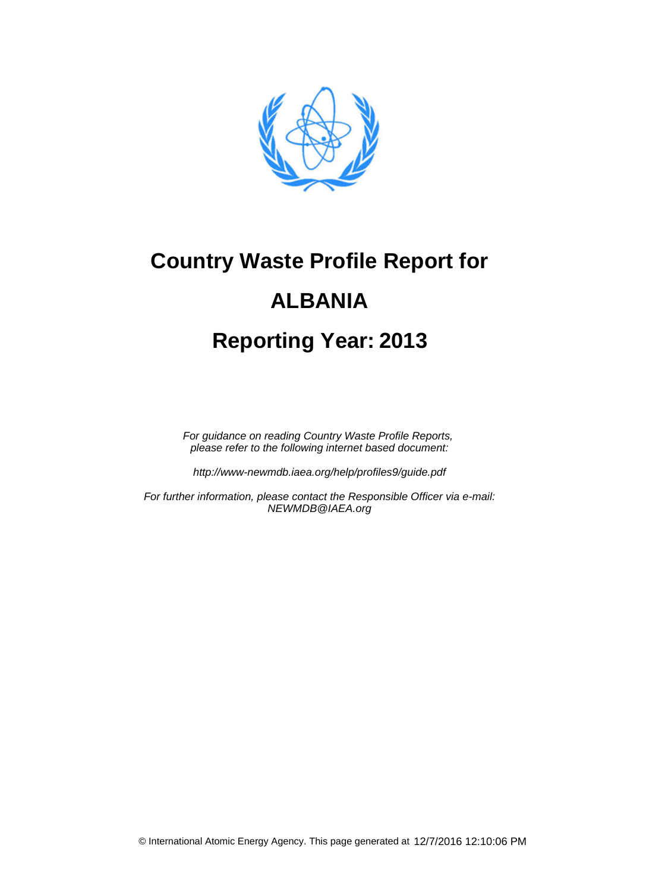# Country Waste Profile Report for

# ALBANIA

# Reporting Year: 2013

*For guidance on reading Country Waste Profile Reports, please refer to the following internet based document:*

*http://www-newmdb.iaea.org/help/profiles9/guide.pdf*

*For further information, please contact the Responsible Officer via e-mail: NEWMDB@IAEA.org*

© International Atomic Energy Agency. This page generated at 12/7/2016 12:10:06 PM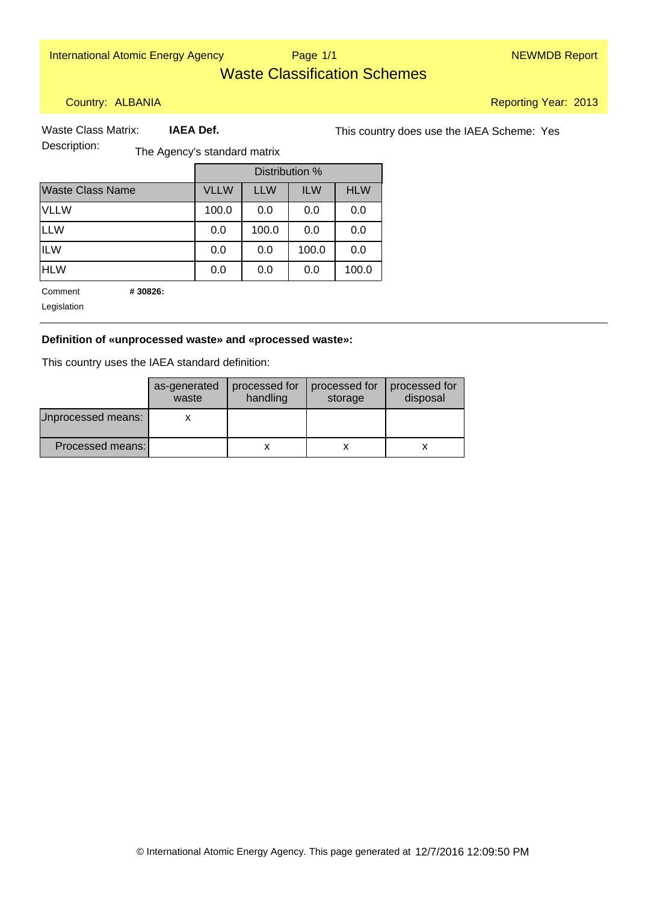International Atomic Energy Agency — NEWMDB Report

# Waste Classification Schemes

Country: ALBANIA

Reporting Year: 2013

Waste Class Matrix: **IAEA Def.**

This country does use the IAEA Scheme: Yes

Description: The Agency's standard matrix

| | Distribution % | | | |
|---|---|---|---|---|
| Waste Class Name | VLLW | LLW | ILW | HLW |
| VLLW | 100.0 | 0.0 | 0.0 | 0.0 |
| LLW | 0.0 | 100.0 | 0.0 | 0.0 |
| ILW | 0.0 | 0.0 | 100.0 | 0.0 |
| HLW | 0.0 | 0.0 | 0.0 | 100.0 |

Comment **# 30826:**

Legislation

**Definition of «unprocessed waste» and «processed waste»:**

This country uses the IAEA standard definition:

| | as-generated waste | processed for handling | processed for storage | processed for disposal |
|---|---|---|---|---|
| Unprocessed means: | x | | | |
| Processed means: | | x | x | x |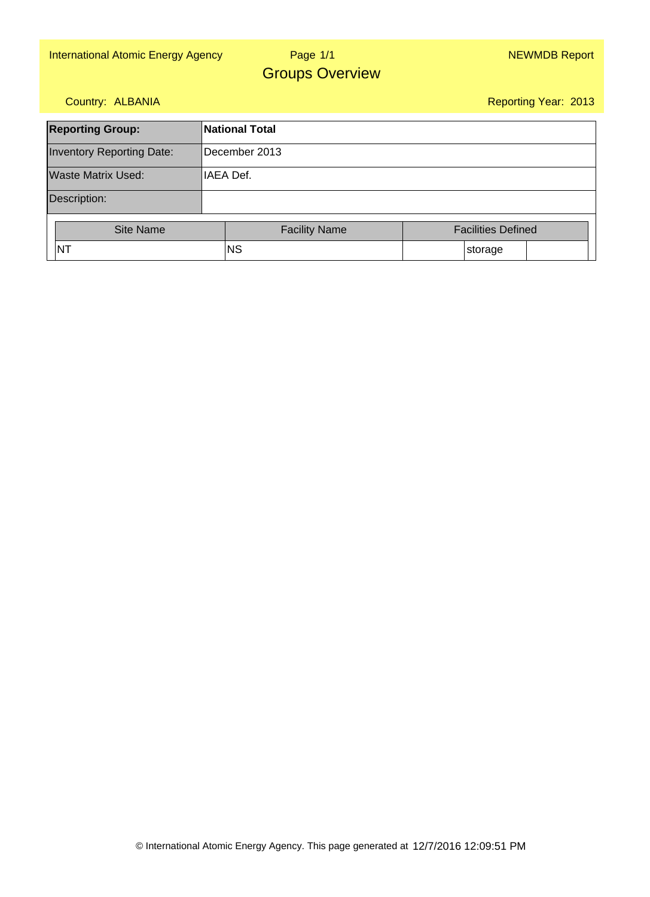# Groups Overview

Country: ALBANIA

Reporting Year: 2013

| **Reporting Group:** | **National Total** |
| --- | --- |
| Inventory Reporting Date: | December 2013 |
| Waste Matrix Used: | IAEA Def. |
| Description: | |

| Site Name | Facility Name | Facilities Defined | | |
| --- | --- | --- | --- | --- |
| NT | NS | | storage | |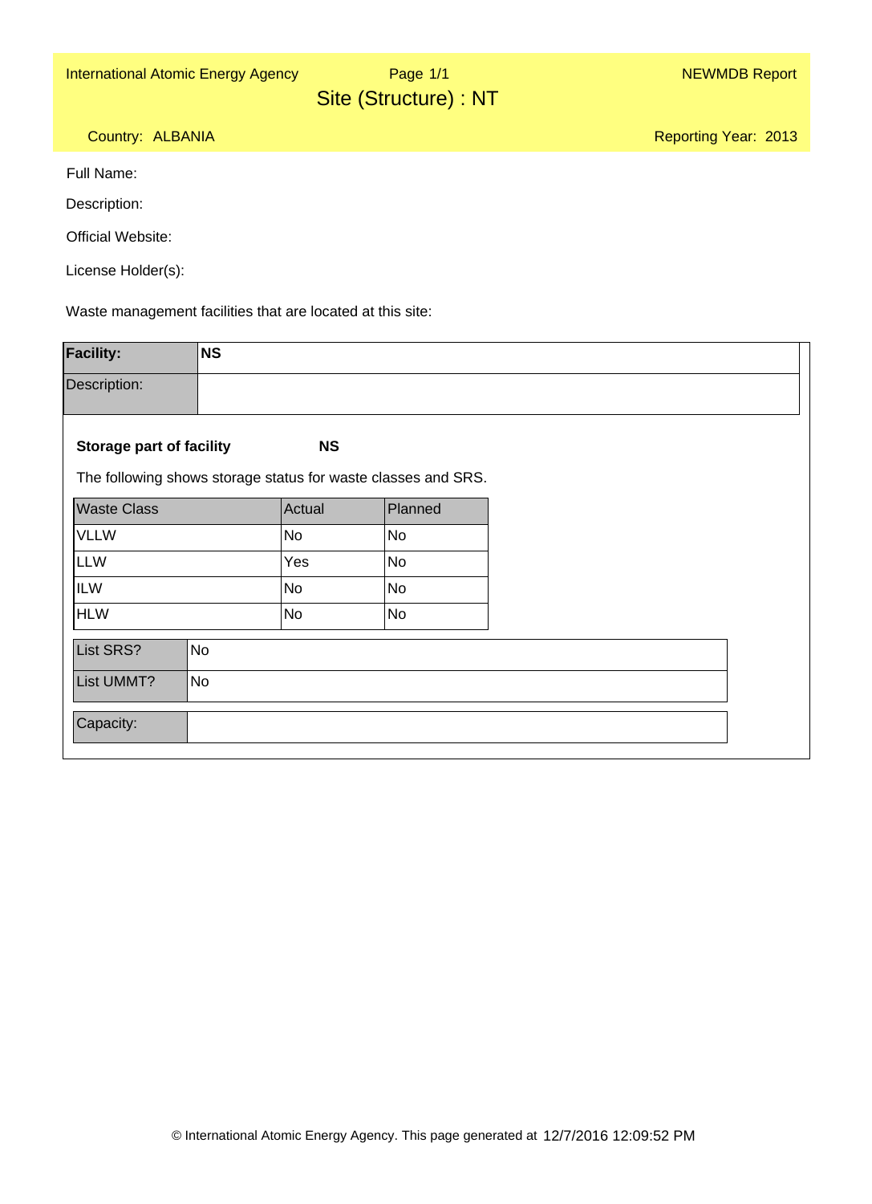International Atomic Energy Agency

NEWMDB Report

# Site (Structure) : NT

Country: ALBANIA

Reporting Year: 2013

Full Name:

Description:

Official Website:

License Holder(s):

Waste management facilities that are located at this site:

| **Facility:** | **NS** |
|---|---|
| Description: | |

**Storage part of facility** **NS**

The following shows storage status for waste classes and SRS.

| Waste Class | Actual | Planned |
|---|---|---|
| VLLW | No | No |
| LLW | Yes | No |
| ILW | No | No |
| HLW | No | No |

| List SRS? | No |
|---|---|
| List UMMT? | No |

| Capacity: | |
|---|---|

© International Atomic Energy Agency. This page generated at 12/7/2016 12:09:52 PM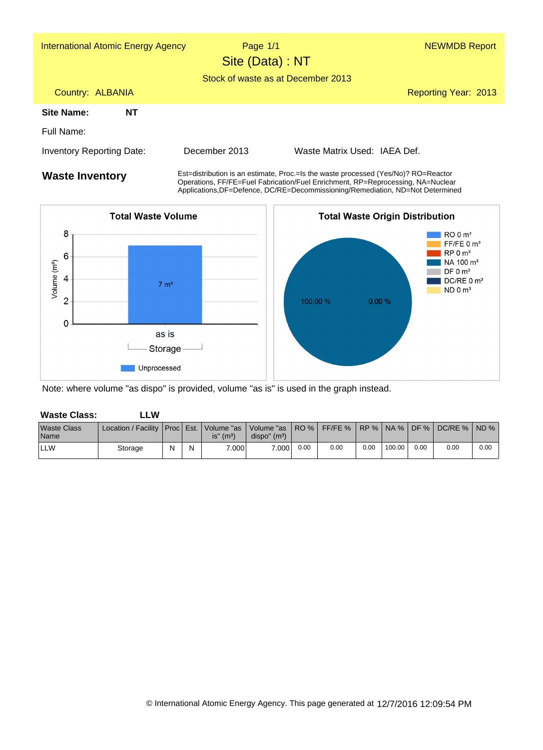International Atomic Energy Agency | Page 1/1 | NEWMDB Report

# Site (Data) : NT

Stock of waste as at December 2013

Country: ALBANIA

Reporting Year: 2013

**Site Name:** **NT**

Full Name:

Inventory Reporting Date: December 2013

Waste Matrix Used: IAEA Def.

## Waste Inventory

Est=distribution is an estimate, Proc.=Is the waste processed (Yes/No)? RO=Reactor Operations, FF/FE=Fuel Fabrication/Fuel Enrichment, RP=Reprocessing, NA=Nuclear Applications,DF=Defence, DC/RE=Decommissioning/Remediation, ND=Not Determined

**Total Waste Volume**

Volume (m³): 0, 2, 4, 6, 8

7 m³

as is

Storage

Unprocessed

**Total Waste Origin Distribution**

RO 0 m³
FF/FE 0 m³
RP 0 m³
NA 100 m³
DF 0 m³
DC/RE 0 m³
ND 0 m³

100.00 %
0.00 %

Note: where volume "as dispo" is provided, volume "as is" is used in the graph instead.

**Waste Class:** **LLW**

| Waste Class Name | Location / Facility | Proc | Est. | Volume "as is" (m³) | Volume "as dispo" (m³) | RO % | FF/FE % | RP % | NA % | DF % | DC/RE % | ND % |
|---|---|---|---|---|---|---|---|---|---|---|---|---|
| LLW | Storage | N | N | 7.000 | 7.000 | 0.00 | 0.00 | 0.00 | 100.00 | 0.00 | 0.00 | 0.00 |

© International Atomic Energy Agency. This page generated at 12/7/2016 12:09:54 PM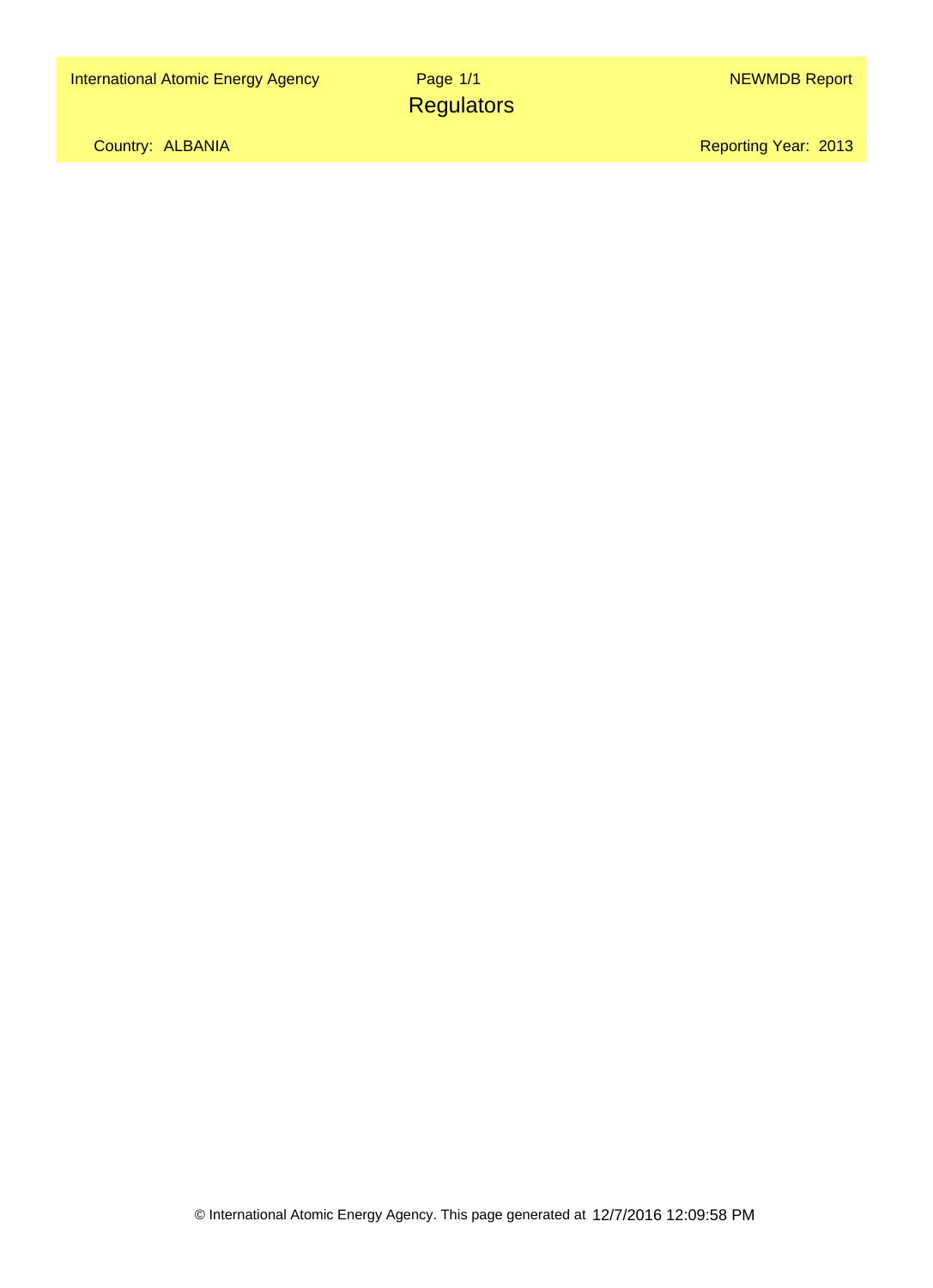International Atomic Energy Agency

# Regulators

NEWMDB Report

Country: ALBANIA

Reporting Year: 2013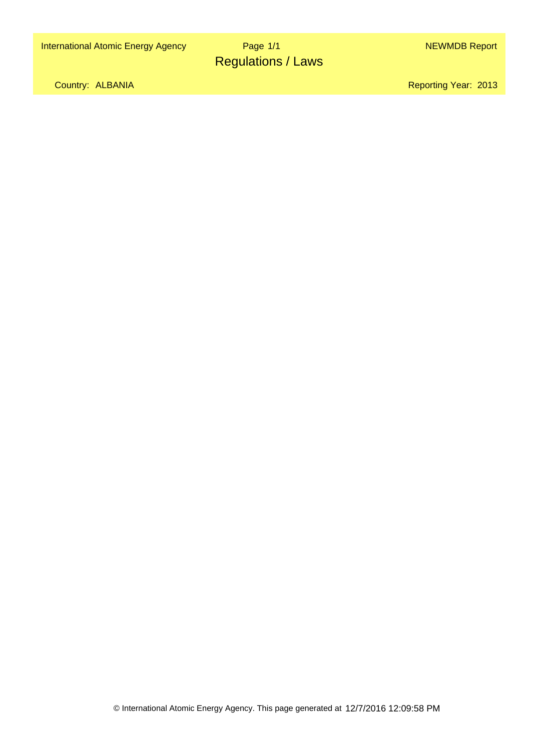# Regulations / Laws

Country: ALBANIA

Reporting Year: 2013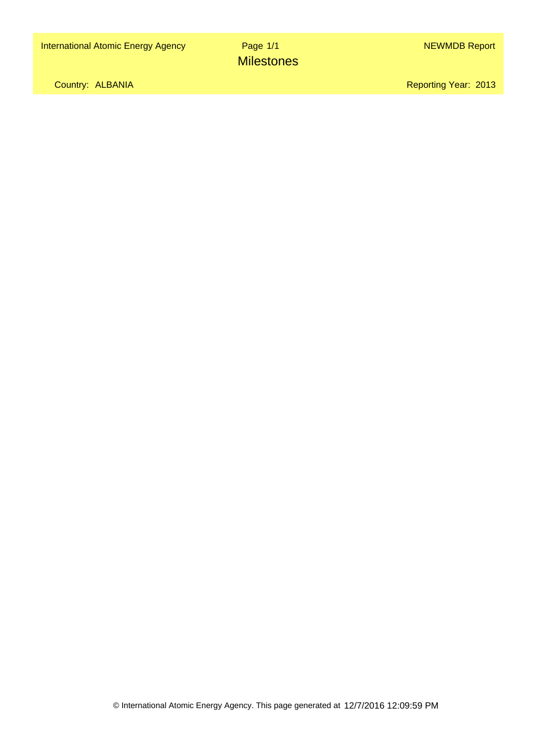International Atomic Energy Agency | NEWMDB Report

# Milestones

Country: ALBANIA

Reporting Year: 2013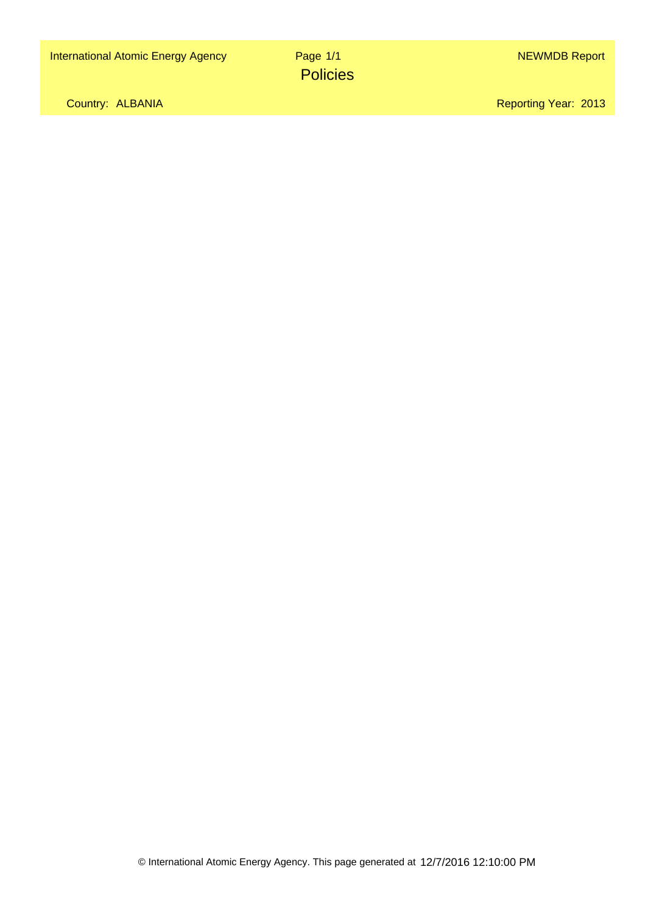International Atomic Energy Agency | NEWMDB Report

# Policies

Country: ALBANIA

Reporting Year: 2013

© International Atomic Energy Agency. This page generated at 12/7/2016 12:10:00 PM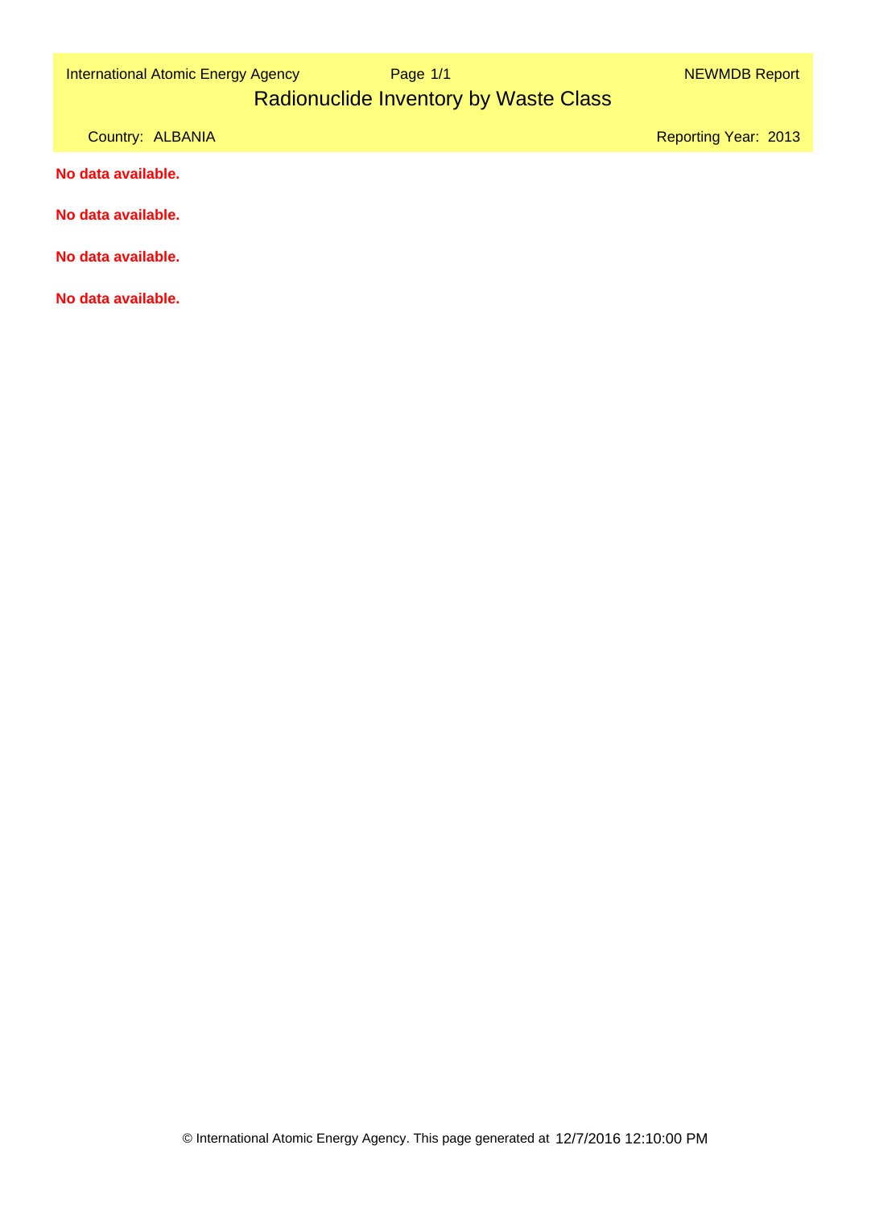International Atomic Energy Agency | NEWMDB Report

# Radionuclide Inventory by Waste Class

Country: ALBANIA | Reporting Year: 2013

**No data available.**

**No data available.**

**No data available.**

**No data available.**

© International Atomic Energy Agency. This page generated at 12/7/2016 12:10:00 PM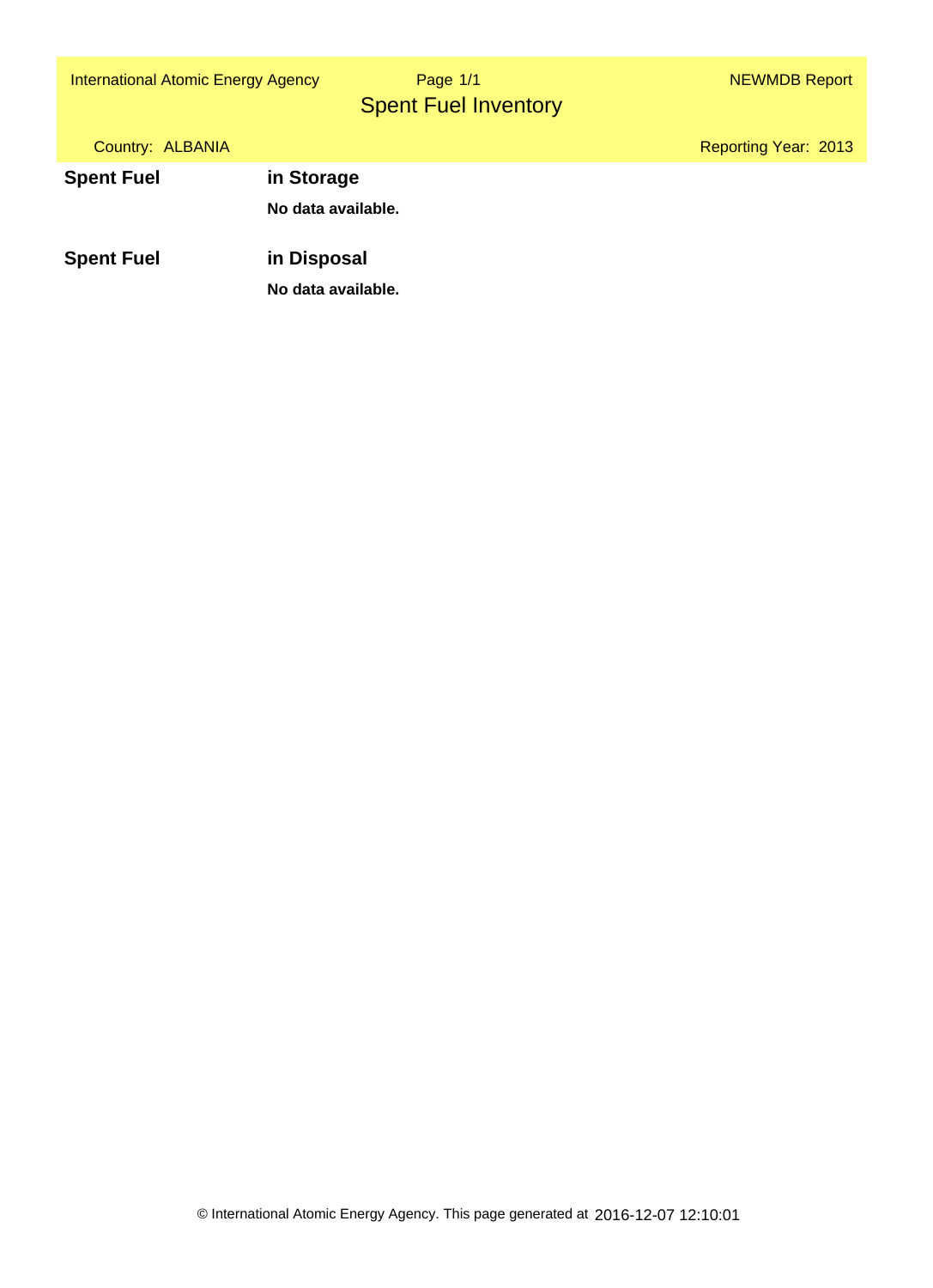# Spent Fuel Inventory

Country: ALBANIA

Reporting Year: 2013

## Spent Fuel in Storage

**No data available.**

## Spent Fuel in Disposal

**No data available.**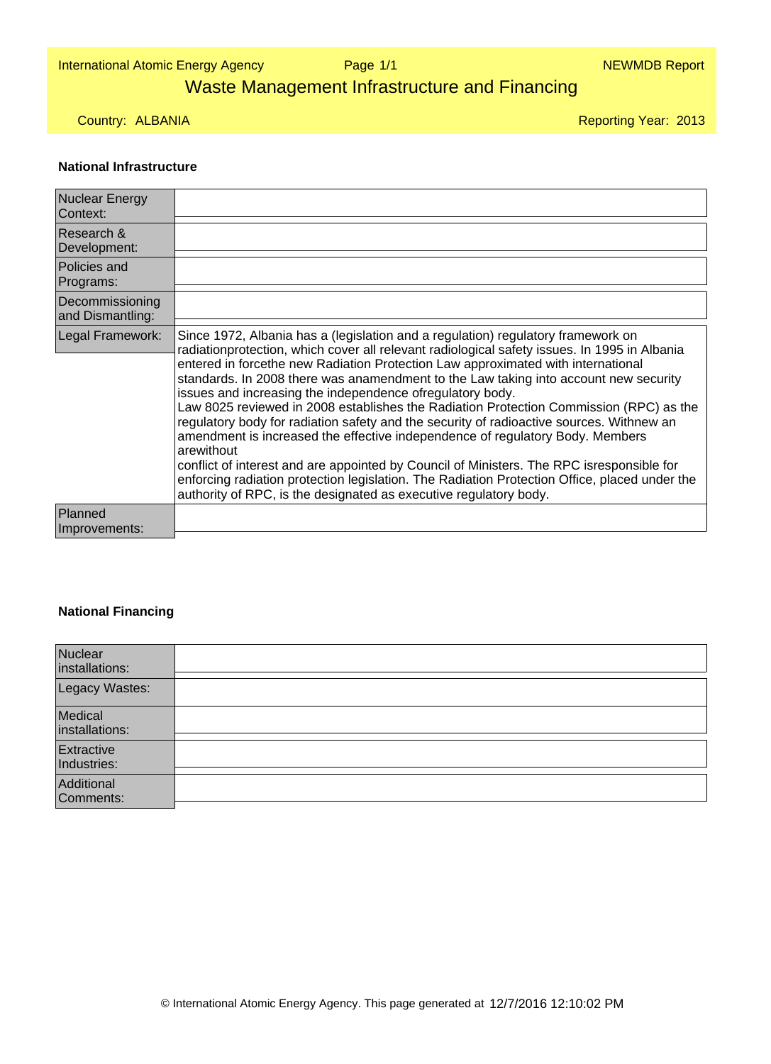# Waste Management Infrastructure and Financing

Country: ALBANIA

Reporting Year: 2013

## National Infrastructure

| | |
|---|---|
| Nuclear Energy Context: | |
| Research & Development: | |
| Policies and Programs: | |
| Decommissioning and Dismantling: | |
| Legal Framework: | Since 1972, Albania has a (legislation and a regulation) regulatory framework on radiationprotection, which cover all relevant radiological safety issues. In 1995 in Albania entered in forcethe new Radiation Protection Law approximated with international standards. In 2008 there was anamendment to the Law taking into account new security issues and increasing the independence ofregulatory body.<br>Law 8025 reviewed in 2008 establishes the Radiation Protection Commission (RPC) as the regulatory body for radiation safety and the security of radioactive sources. Withnew an amendment is increased the effective independence of regulatory Body. Members arewithout<br>conflict of interest and are appointed by Council of Ministers. The RPC isresponsible for enforcing radiation protection legislation. The Radiation Protection Office, placed under the authority of RPC, is the designated as executive regulatory body. |
| Planned Improvements: | |

## National Financing

| | |
|---|---|
| Nuclear installations: | |
| Legacy Wastes: | |
| Medical installations: | |
| Extractive Industries: | |
| Additional Comments: | |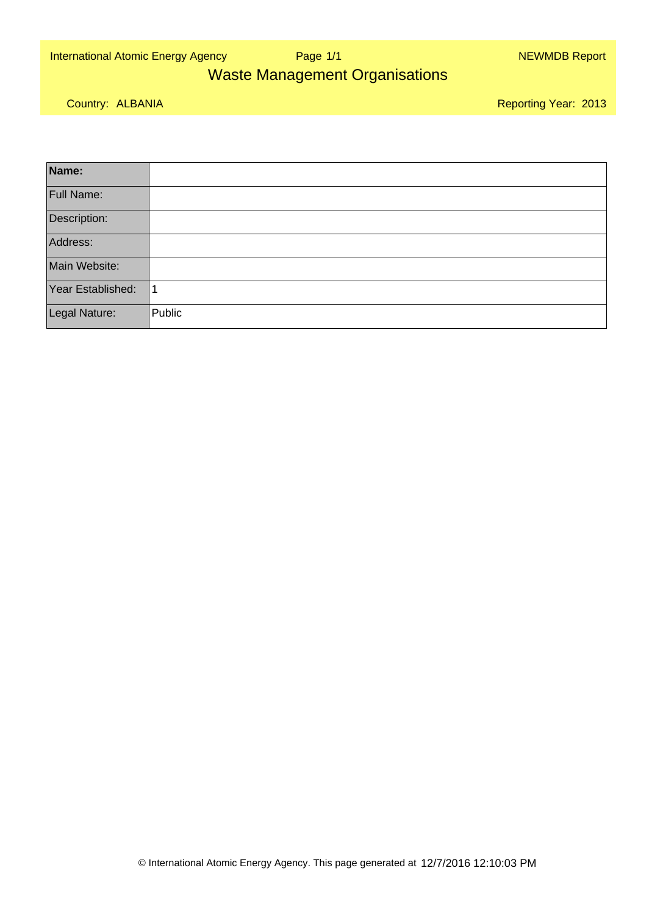International Atomic Energy Agency | NEWMDB Report

# Waste Management Organisations

Country: ALBANIA | Reporting Year: 2013

| **Name:** | |
|---|---|
| Full Name: | |
| Description: | |
| Address: | |
| Main Website: | |
| Year Established: | 1 |
| Legal Nature: | Public |

© International Atomic Energy Agency. This page generated at 12/7/2016 12:10:03 PM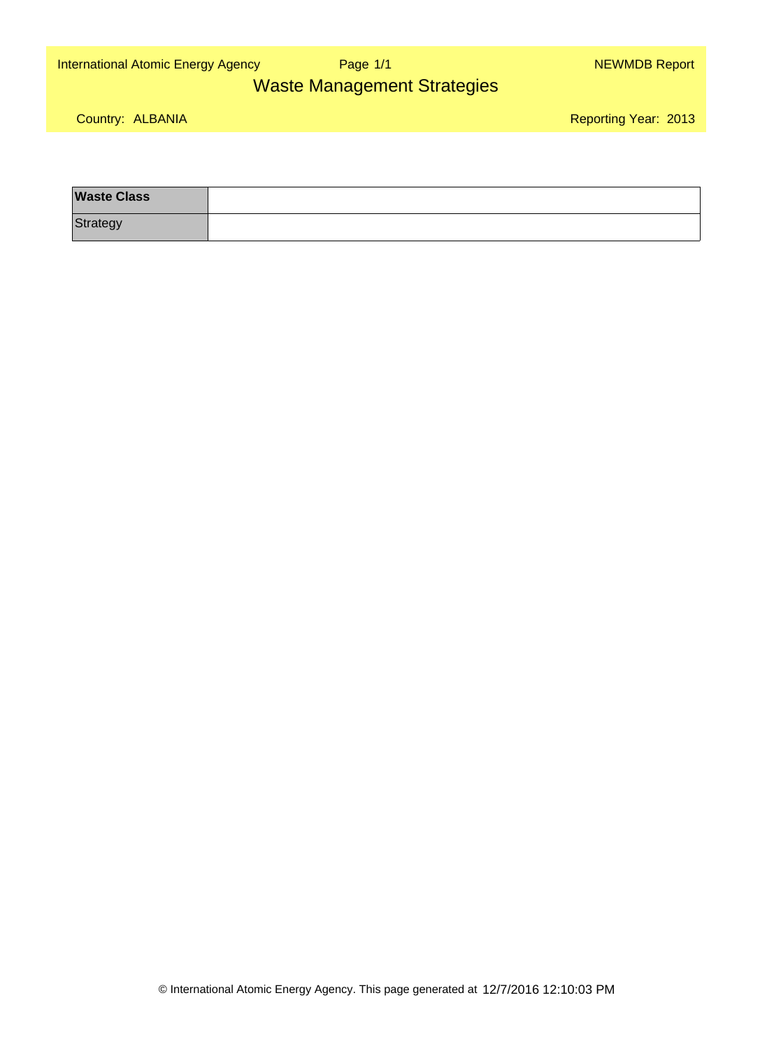# Waste Management Strategies

Country: ALBANIA

Reporting Year: 2013

| **Waste Class** | |
|---|---|
| Strategy | |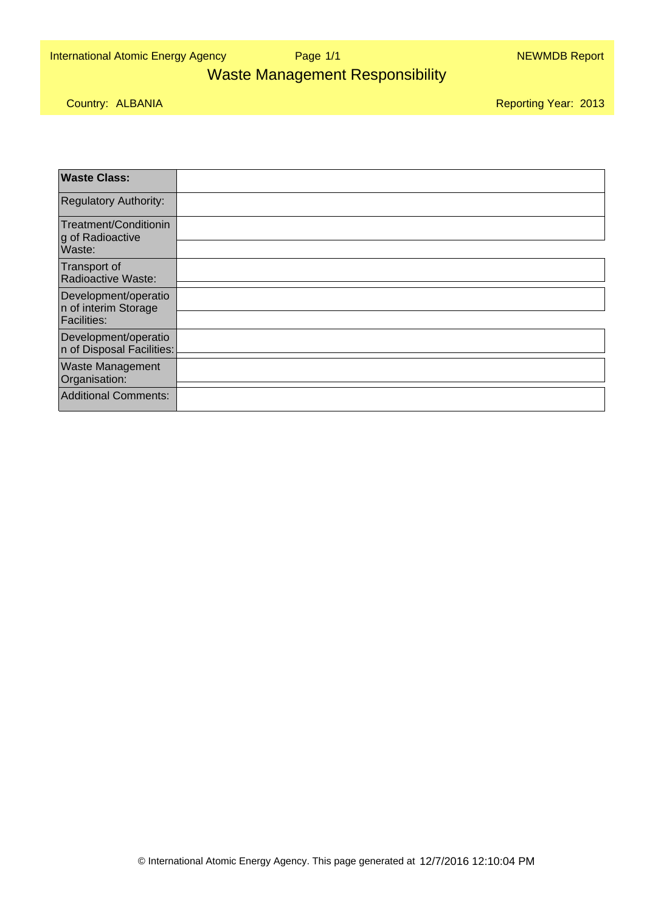International Atomic Energy Agency

NEWMDB Report

# Waste Management Responsibility

Country: ALBANIA

Reporting Year: 2013

| **Waste Class:** | |
|---|---|
| Regulatory Authority: | |
| Treatment/Conditioning of Radioactive Waste: | |
| Transport of Radioactive Waste: | |
| Development/operation of interim Storage Facilities: | |
| Development/operation of Disposal Facilities: | |
| Waste Management Organisation: | |
| Additional Comments: | |

© International Atomic Energy Agency. This page generated at 12/7/2016 12:10:04 PM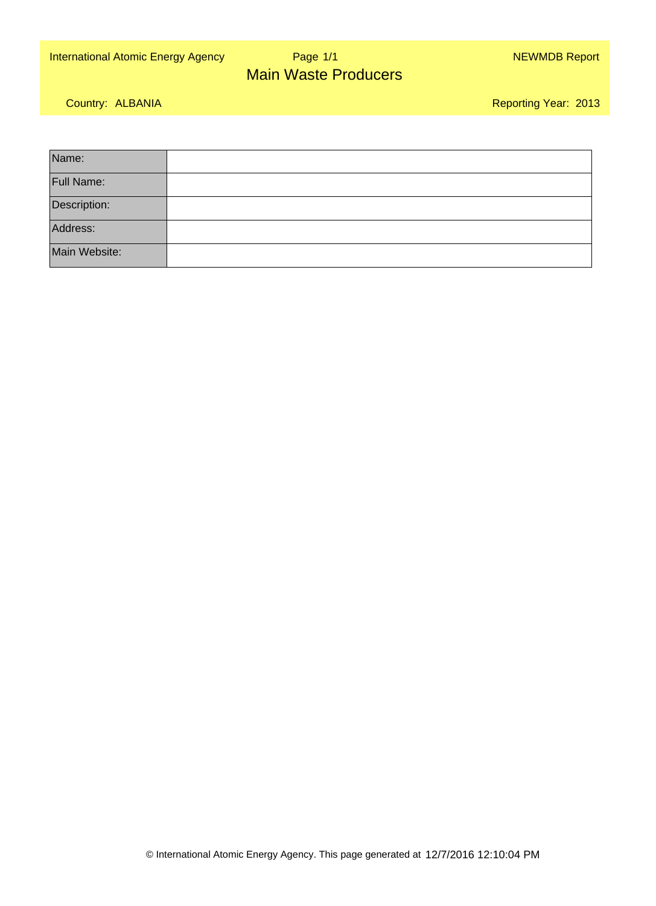International Atomic Energy Agency

NEWMDB Report

# Main Waste Producers

Country: ALBANIA

Reporting Year: 2013

| Name: | |
|---|---|
| Full Name: | |
| Description: | |
| Address: | |
| Main Website: | |

© International Atomic Energy Agency. This page generated at 12/7/2016 12:10:04 PM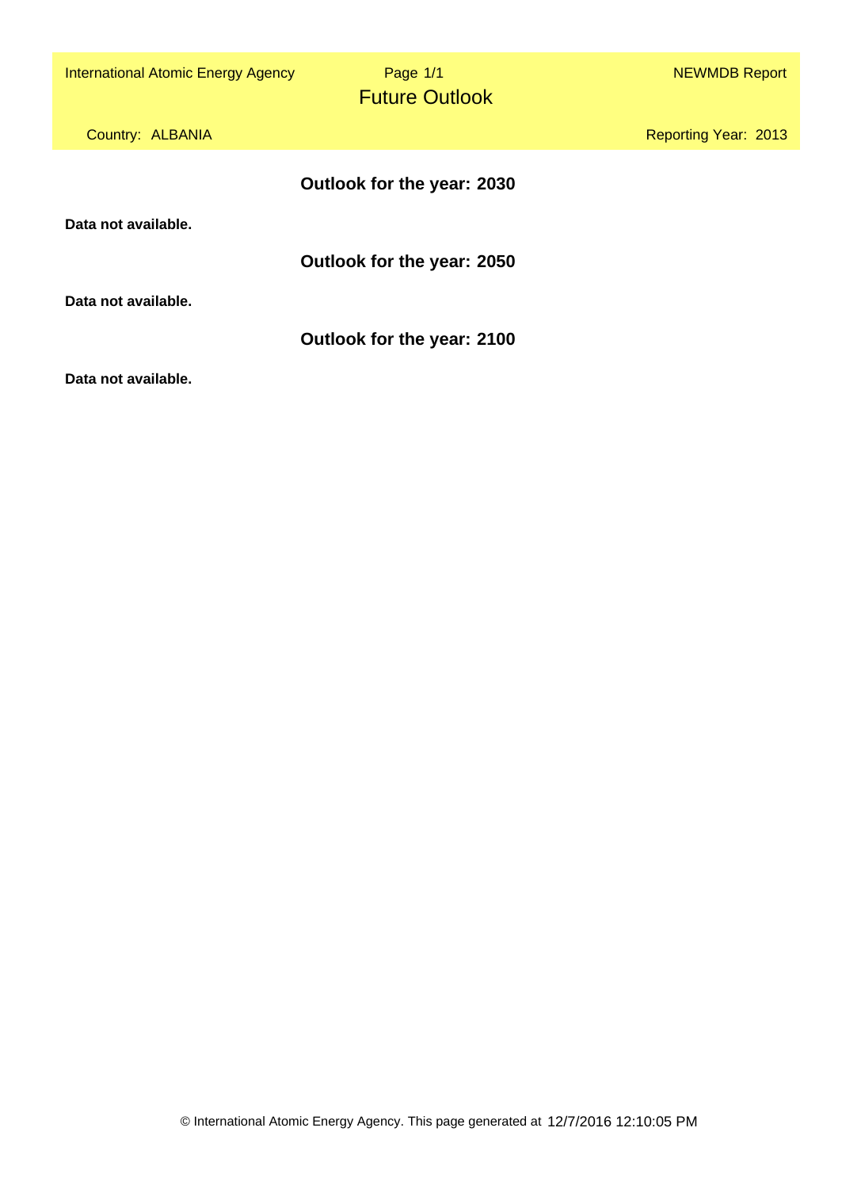# Future Outlook

Country: ALBANIA

Reporting Year: 2013

## Outlook for the year: 2030

**Data not available.**

## Outlook for the year: 2050

**Data not available.**

## Outlook for the year: 2100

**Data not available.**